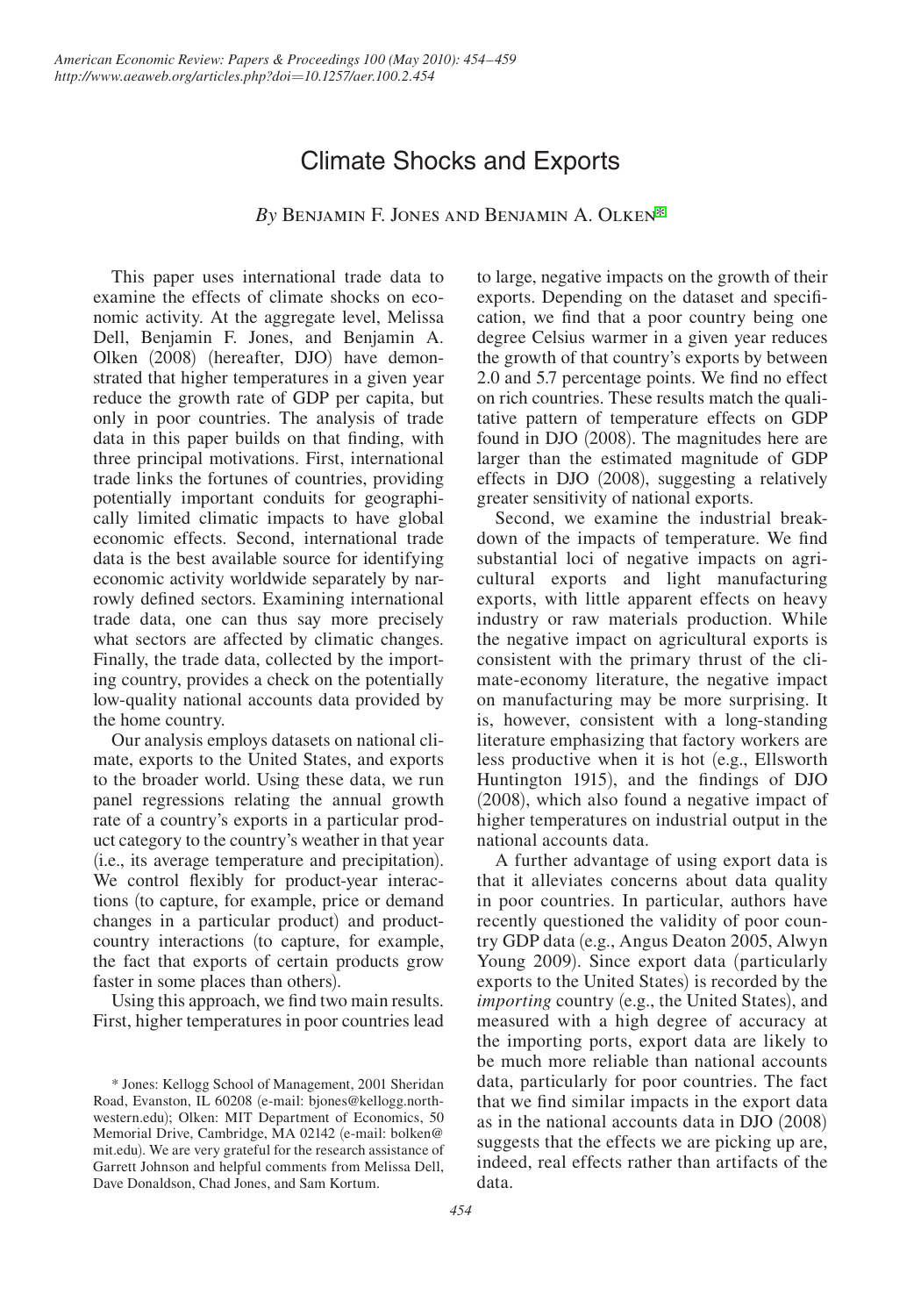# Climate Shocks and Exports

*By* Benjamin F. Jones and Benjamin A. Olken*

This paper uses international trade data to examine the effects of climate shocks on economic activity. At the aggregate level, Melissa Dell, Benjamin F. Jones, and Benjamin A. Olken (2008) (hereafter, DJO) have demonstrated that higher temperatures in a given year reduce the growth rate of GDP per capita, but only in poor countries. The analysis of trade data in this paper builds on that finding, with three principal motivations. First, international trade links the fortunes of countries, providing potentially important conduits for geographically limited climatic impacts to have global economic effects. Second, international trade data is the best available source for identifying economic activity worldwide separately by narrowly defined sectors. Examining international trade data, one can thus say more precisely what sectors are affected by climatic changes. Finally, the trade data, collected by the importing country, provides a check on the potentially low-quality national accounts data provided by the home country.

Our analysis employs datasets on national climate, exports to the United States, and exports to the broader world. Using these data, we run panel regressions relating the annual growth rate of a country's exports in a particular product category to the country's weather in that year (i.e., its average temperature and precipitation). We control flexibly for product-year interactions (to capture, for example, price or demand changes in a particular product) and product-country interactions (to capture, for example, the fact that exports of certain products grow faster in some places than others).

Using this approach, we find two main results. First, higher temperatures in poor countries lead to large, negative impacts on the growth of their exports. Depending on the dataset and specification, we find that a poor country being one degree Celsius warmer in a given year reduces the growth of that country's exports by between 2.0 and 5.7 percentage points. We find no effect on rich countries. These results match the qualitative pattern of temperature effects on GDP found in DJO (2008). The magnitudes here are larger than the estimated magnitude of GDP effects in DJO (2008), suggesting a relatively greater sensitivity of national exports.

Second, we examine the industrial breakdown of the impacts of temperature. We find substantial loci of negative impacts on agricultural exports and light manufacturing exports, with little apparent effects on heavy industry or raw materials production. While the negative impact on agricultural exports is consistent with the primary thrust of the climate-economy literature, the negative impact on manufacturing may be more surprising. It is, however, consistent with a long-standing literature emphasizing that factory workers are less productive when it is hot (e.g., Ellsworth Huntington 1915), and the findings of DJO (2008), which also found a negative impact of higher temperatures on industrial output in the national accounts data.

A further advantage of using export data is that it alleviates concerns about data quality in poor countries. In particular, authors have recently questioned the validity of poor country GDP data (e.g., Angus Deaton 2005, Alwyn Young 2009). Since export data (particularly exports to the United States) is recorded by the *importing* country (e.g., the United States), and measured with a high degree of accuracy at the importing ports, export data are likely to be much more reliable than national accounts data, particularly for poor countries. The fact that we find similar impacts in the export data as in the national accounts data in DJO (2008) suggests that the effects we are picking up are, indeed, real effects rather than artifacts of the data.

\* Jones: Kellogg School of Management, 2001 Sheridan Road, Evanston, IL 60208 (e-mail: bjones@kellogg.northwestern.edu); Olken: MIT Department of Economics, 50 Memorial Drive, Cambridge, MA 02142 (e-mail: bolken@mit.edu). We are very grateful for the research assistance of Garrett Johnson and helpful comments from Melissa Dell, Dave Donaldson, Chad Jones, and Sam Kortum.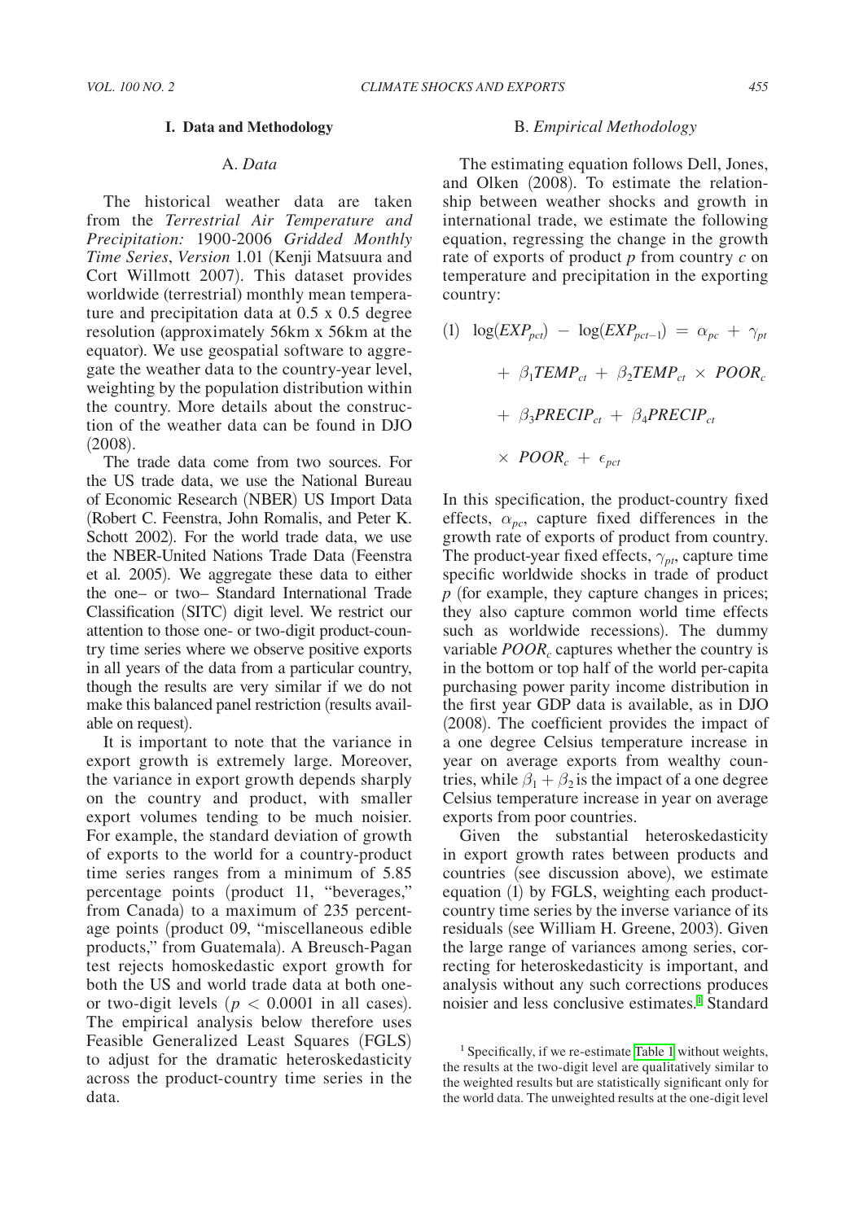## I. Data and Methodology

### A. *Data*

The historical weather data are taken from the *Terrestrial Air Temperature and Precipitation:* 1900-2006 *Gridded Monthly Time Series*, *Version* 1.01 (Kenji Matsuura and Cort Willmott 2007). This dataset provides worldwide (terrestrial) monthly mean temperature and precipitation data at 0.5 x 0.5 degree resolution (approximately 56km x 56km at the equator). We use geospatial software to aggregate the weather data to the country-year level, weighting by the population distribution within the country. More details about the construction of the weather data can be found in DJO (2008).

The trade data come from two sources. For the US trade data, we use the National Bureau of Economic Research (NBER) US Import Data (Robert C. Feenstra, John Romalis, and Peter K. Schott 2002). For the world trade data, we use the NBER-United Nations Trade Data (Feenstra et al. 2005). We aggregate these data to either the one– or two– Standard International Trade Classification (SITC) digit level. We restrict our attention to those one- or two-digit product-country time series where we observe positive exports in all years of the data from a particular country, though the results are very similar if we do not make this balanced panel restriction (results available on request).

It is important to note that the variance in export growth is extremely large. Moreover, the variance in export growth depends sharply on the country and product, with smaller export volumes tending to be much noisier. For example, the standard deviation of growth of exports to the world for a country-product time series ranges from a minimum of 5.85 percentage points (product 11, "beverages," from Canada) to a maximum of 235 percentage points (product 09, "miscellaneous edible products," from Guatemala). A Breusch-Pagan test rejects homoskedastic export growth for both the US and world trade data at both one- or two-digit levels ($p < 0.0001$ in all cases). The empirical analysis below therefore uses Feasible Generalized Least Squares (FGLS) to adjust for the dramatic heteroskedasticity across the product-country time series in the data.

### B. *Empirical Methodology*

The estimating equation follows Dell, Jones, and Olken (2008). To estimate the relationship between weather shocks and growth in international trade, we estimate the following equation, regressing the change in the growth rate of exports of product $p$ from country $c$ on temperature and precipitation in the exporting country:

$$\text{(1)}\quad \log(EXP_{pct}) - \log(EXP_{pct-1}) = \alpha_{pc} + \gamma_{pt} + \beta_1 TEMP_{ct} + \beta_2 TEMP_{ct} \times POOR_c + \beta_3 PRECIP_{ct} + \beta_4 PRECIP_{ct} \times POOR_c + \epsilon_{pct}$$

In this specification, the product-country fixed effects, $\alpha_{pc}$, capture fixed differences in the growth rate of exports of product from country. The product-year fixed effects, $\gamma_{pt}$, capture time specific worldwide shocks in trade of product $p$ (for example, they capture changes in prices; they also capture common world time effects such as worldwide recessions). The dummy variable $POOR_c$ captures whether the country is in the bottom or top half of the world per-capita purchasing power parity income distribution in the first year GDP data is available, as in DJO (2008). The coefficient provides the impact of a one degree Celsius temperature increase in year on average exports from wealthy countries, while $\beta_1 + \beta_2$ is the impact of a one degree Celsius temperature increase in year on average exports from poor countries.

Given the substantial heteroskedasticity in export growth rates between products and countries (see discussion above), we estimate equation (1) by FGLS, weighting each product-country time series by the inverse variance of its residuals (see William H. Greene, 2003). Given the large range of variances among series, correcting for heteroskedasticity is important, and analysis without any such corrections produces noisier and less conclusive estimates.[1] Standard

[1] Specifically, if we re-estimate Table 1 without weights, the results at the two-digit level are qualitatively similar to the weighted results but are statistically significant only for the world data. The unweighted results at the one-digit level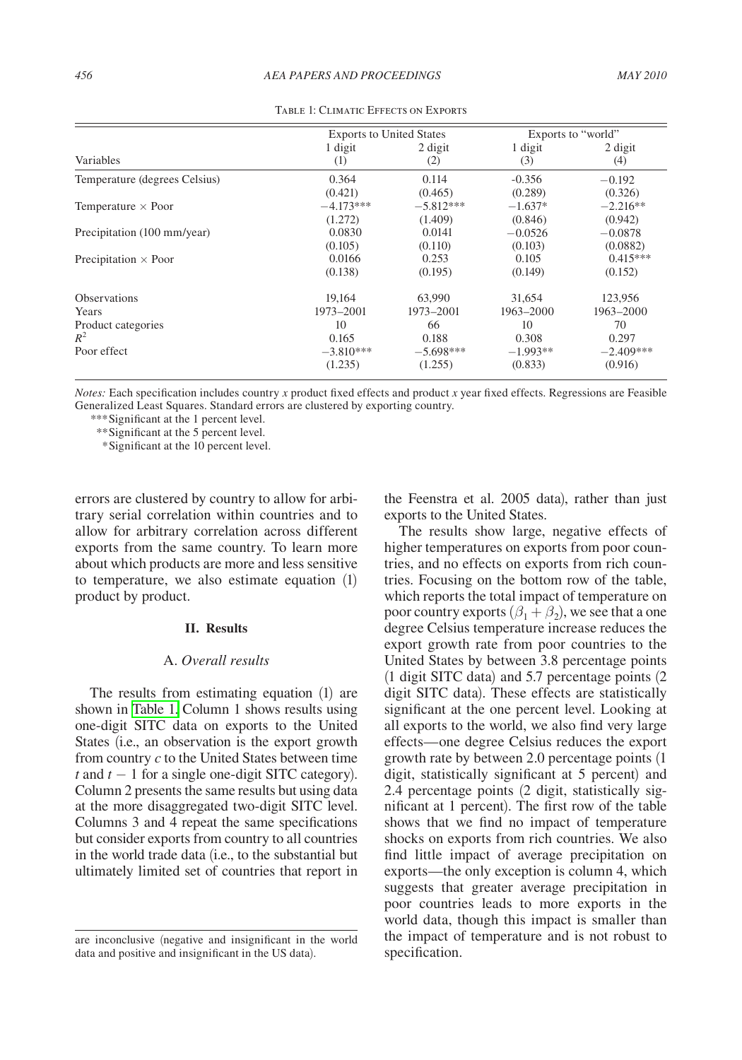Table 1: Climatic Effects on Exports

| | Exports to United States | | Exports to "world" | |
|---|---|---|---|---|
| Variables | 1 digit (1) | 2 digit (2) | 1 digit (3) | 2 digit (4) |
| Temperature (degrees Celsius) | 0.364 | 0.114 | -0.356 | −0.192 |
| | (0.421) | (0.465) | (0.289) | (0.326) |
| Temperature × Poor | −4.173*** | −5.812*** | −1.637* | −2.216** |
| | (1.272) | (1.409) | (0.846) | (0.942) |
| Precipitation (100 mm/year) | 0.0830 | 0.0141 | −0.0526 | −0.0878 |
| | (0.105) | (0.110) | (0.103) | (0.0882) |
| Precipitation × Poor | 0.0166 | 0.253 | 0.105 | 0.415*** |
| | (0.138) | (0.195) | (0.149) | (0.152) |
| Observations | 19,164 | 63,990 | 31,654 | 123,956 |
| Years | 1973–2001 | 1973–2001 | 1963–2000 | 1963–2000 |
| Product categories | 10 | 66 | 10 | 70 |
| $R^2$ | 0.165 | 0.188 | 0.308 | 0.297 |
| Poor effect | −3.810*** | −5.698*** | −1.993** | −2.409*** |
| | (1.235) | (1.255) | (0.833) | (0.916) |

*Notes:* Each specification includes country *x* product fixed effects and product *x* year fixed effects. Regressions are Feasible Generalized Least Squares. Standard errors are clustered by exporting country.

***Significant at the 1 percent level.

**Significant at the 5 percent level.

*Significant at the 10 percent level.

errors are clustered by country to allow for arbitrary serial correlation within countries and to allow for arbitrary correlation across different exports from the same country. To learn more about which products are more and less sensitive to temperature, we also estimate equation (1) product by product.

## II. Results

### A. *Overall results*

The results from estimating equation (1) are shown in Table 1. Column 1 shows results using one-digit SITC data on exports to the United States (i.e., an observation is the export growth from country $c$ to the United States between time $t$ and $t - 1$ for a single one-digit SITC category). Column 2 presents the same results but using data at the more disaggregated two-digit SITC level. Columns 3 and 4 repeat the same specifications but consider exports from country to all countries in the world trade data (i.e., to the substantial but ultimately limited set of countries that report in the Feenstra et al. 2005 data), rather than just exports to the United States.

The results show large, negative effects of higher temperatures on exports from poor countries, and no effects on exports from rich countries. Focusing on the bottom row of the table, which reports the total impact of temperature on poor country exports ($\beta_1 + \beta_2$), we see that a one degree Celsius temperature increase reduces the export growth rate from poor countries to the United States by between 3.8 percentage points (1 digit SITC data) and 5.7 percentage points (2 digit SITC data). These effects are statistically significant at the one percent level. Looking at all exports to the world, we also find very large effects—one degree Celsius reduces the export growth rate by between 2.0 percentage points (1 digit, statistically significant at 5 percent) and 2.4 percentage points (2 digit, statistically significant at 1 percent). The first row of the table shows that we find no impact of temperature shocks on exports from rich countries. We also find little impact of average precipitation on exports—the only exception is column 4, which suggests that greater average precipitation in poor countries leads to more exports in the world data, though this impact is smaller than the impact of temperature and is not robust to specification.

are inconclusive (negative and insignificant in the world data and positive and insignificant in the US data).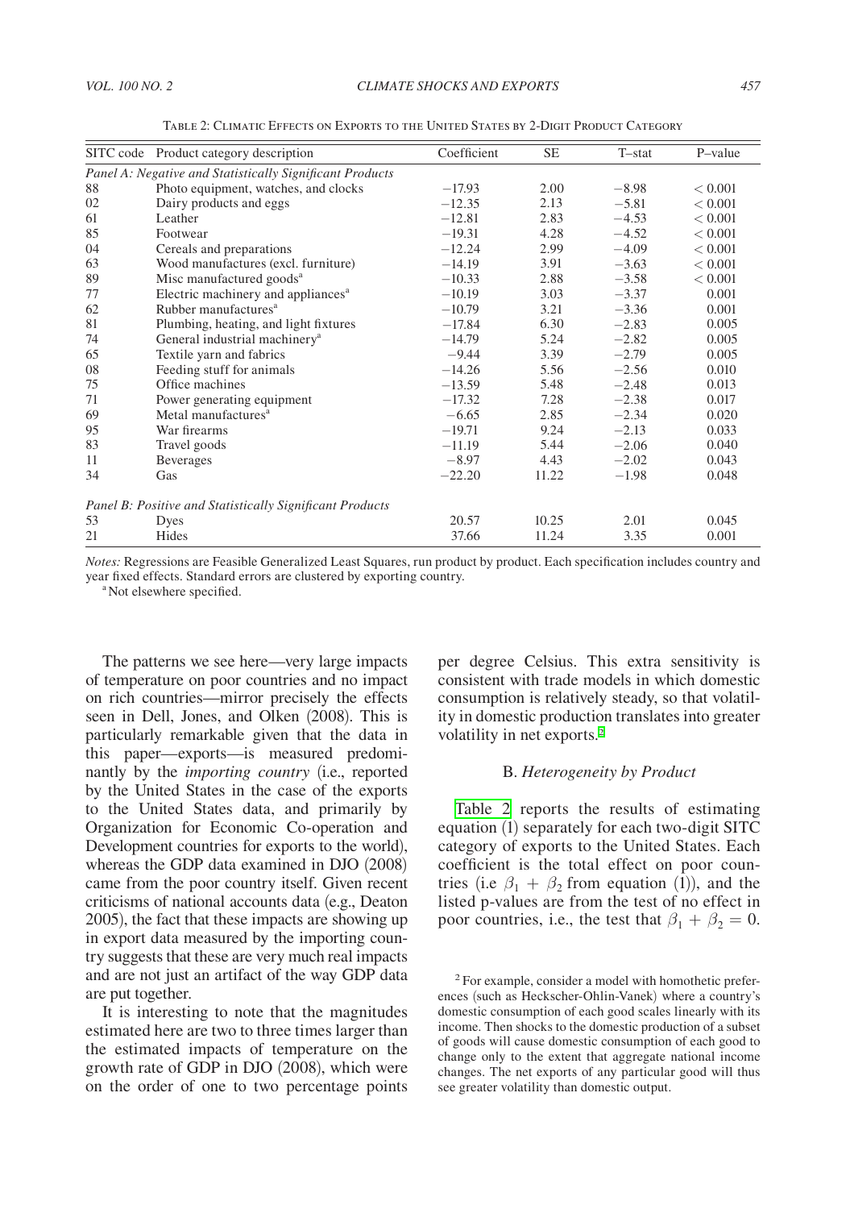Table 2: Climatic Effects on Exports to the United States by 2-Digit Product Category

| SITC code | Product category description | Coefficient | SE | T–stat | P–value |
|---|---|---|---|---|---|
| *Panel A: Negative and Statistically Significant Products* | | | | | |
| 88 | Photo equipment, watches, and clocks | −17.93 | 2.00 | −8.98 | < 0.001 |
| 02 | Dairy products and eggs | −12.35 | 2.13 | −5.81 | < 0.001 |
| 61 | Leather | −12.81 | 2.83 | −4.53 | < 0.001 |
| 85 | Footwear | −19.31 | 4.28 | −4.52 | < 0.001 |
| 04 | Cereals and preparations | −12.24 | 2.99 | −4.09 | < 0.001 |
| 63 | Wood manufactures (excl. furniture) | −14.19 | 3.91 | −3.63 | < 0.001 |
| 89 | Misc manufactured goods[a] | −10.33 | 2.88 | −3.58 | < 0.001 |
| 77 | Electric machinery and appliances[a] | −10.19 | 3.03 | −3.37 | 0.001 |
| 62 | Rubber manufactures[a] | −10.79 | 3.21 | −3.36 | 0.001 |
| 81 | Plumbing, heating, and light fixtures | −17.84 | 6.30 | −2.83 | 0.005 |
| 74 | General industrial machinery[a] | −14.79 | 5.24 | −2.82 | 0.005 |
| 65 | Textile yarn and fabrics | −9.44 | 3.39 | −2.79 | 0.005 |
| 08 | Feeding stuff for animals | −14.26 | 5.56 | −2.56 | 0.010 |
| 75 | Office machines | −13.59 | 5.48 | −2.48 | 0.013 |
| 71 | Power generating equipment | −17.32 | 7.28 | −2.38 | 0.017 |
| 69 | Metal manufactures[a] | −6.65 | 2.85 | −2.34 | 0.020 |
| 95 | War firearms | −19.71 | 9.24 | −2.13 | 0.033 |
| 83 | Travel goods | −11.19 | 5.44 | −2.06 | 0.040 |
| 11 | Beverages | −8.97 | 4.43 | −2.02 | 0.043 |
| 34 | Gas | −22.20 | 11.22 | −1.98 | 0.048 |
| *Panel B: Positive and Statistically Significant Products* | | | | | |
| 53 | Dyes | 20.57 | 10.25 | 2.01 | 0.045 |
| 21 | Hides | 37.66 | 11.24 | 3.35 | 0.001 |

*Notes:* Regressions are Feasible Generalized Least Squares, run product by product. Each specification includes country and year fixed effects. Standard errors are clustered by exporting country.

[a] Not elsewhere specified.

The patterns we see here—very large impacts of temperature on poor countries and no impact on rich countries—mirror precisely the effects seen in Dell, Jones, and Olken (2008). This is particularly remarkable given that the data in this paper—exports—is measured predominantly by the *importing country* (i.e., reported by the United States in the case of the exports to the United States data, and primarily by Organization for Economic Co-operation and Development countries for exports to the world), whereas the GDP data examined in DJO (2008) came from the poor country itself. Given recent criticisms of national accounts data (e.g., Deaton 2005), the fact that these impacts are showing up in export data measured by the importing country suggests that these are very much real impacts and are not just an artifact of the way GDP data are put together.

It is interesting to note that the magnitudes estimated here are two to three times larger than the estimated impacts of temperature on the growth rate of GDP in DJO (2008), which were on the order of one to two percentage points per degree Celsius. This extra sensitivity is consistent with trade models in which domestic consumption is relatively steady, so that volatility in domestic production translates into greater volatility in net exports.[2]

### B. *Heterogeneity by Product*

Table 2 reports the results of estimating equation (1) separately for each two-digit SITC category of exports to the United States. Each coefficient is the total effect on poor countries (i.e $\beta_1 + \beta_2$ from equation (1)), and the listed p-values are from the test of no effect in poor countries, i.e., the test that $\beta_1 + \beta_2 = 0$.

[2] For example, consider a model with homothetic preferences (such as Heckscher-Ohlin-Vanek) where a country's domestic consumption of each good scales linearly with its income. Then shocks to the domestic production of a subset of goods will cause domestic consumption of each good to change only to the extent that aggregate national income changes. The net exports of any particular good will thus see greater volatility than domestic output.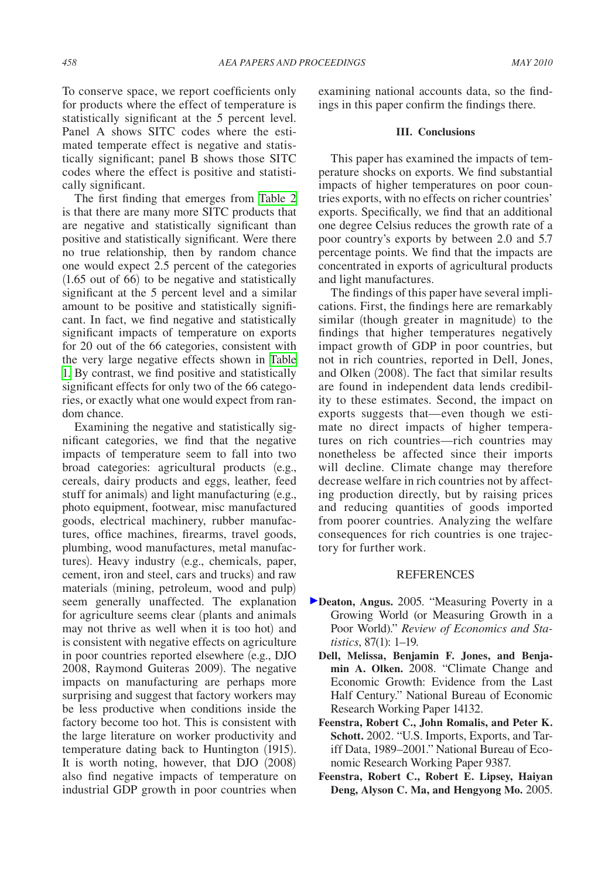To conserve space, we report coefficients only for products where the effect of temperature is statistically significant at the 5 percent level. Panel A shows SITC codes where the estimated temperate effect is negative and statistically significant; panel B shows those SITC codes where the effect is positive and statistically significant.

The first finding that emerges from Table 2 is that there are many more SITC products that are negative and statistically significant than positive and statistically significant. Were there no true relationship, then by random chance one would expect 2.5 percent of the categories (1.65 out of 66) to be negative and statistically significant at the 5 percent level and a similar amount to be positive and statistically significant. In fact, we find negative and statistically significant impacts of temperature on exports for 20 out of the 66 categories, consistent with the very large negative effects shown in Table 1. By contrast, we find positive and statistically significant effects for only two of the 66 categories, or exactly what one would expect from random chance.

Examining the negative and statistically significant categories, we find that the negative impacts of temperature seem to fall into two broad categories: agricultural products (e.g., cereals, dairy products and eggs, leather, feed stuff for animals) and light manufacturing (e.g., photo equipment, footwear, misc manufactured goods, electrical machinery, rubber manufactures, office machines, firearms, travel goods, plumbing, wood manufactures, metal manufactures). Heavy industry (e.g., chemicals, paper, cement, iron and steel, cars and trucks) and raw materials (mining, petroleum, wood and pulp) seem generally unaffected. The explanation for agriculture seems clear (plants and animals may not thrive as well when it is too hot) and is consistent with negative effects on agriculture in poor countries reported elsewhere (e.g., DJO 2008, Raymond Guiteras 2009). The negative impacts on manufacturing are perhaps more surprising and suggest that factory workers may be less productive when conditions inside the factory become too hot. This is consistent with the large literature on worker productivity and temperature dating back to Huntington (1915). It is worth noting, however, that DJO (2008) also find negative impacts of temperature on industrial GDP growth in poor countries when examining national accounts data, so the findings in this paper confirm the findings there.

## III. Conclusions

This paper has examined the impacts of temperature shocks on exports. We find substantial impacts of higher temperatures on poor countries exports, with no effects on richer countries' exports. Specifically, we find that an additional one degree Celsius reduces the growth rate of a poor country's exports by between 2.0 and 5.7 percentage points. We find that the impacts are concentrated in exports of agricultural products and light manufactures.

The findings of this paper have several implications. First, the findings here are remarkably similar (though greater in magnitude) to the findings that higher temperatures negatively impact growth of GDP in poor countries, but not in rich countries, reported in Dell, Jones, and Olken (2008). The fact that similar results are found in independent data lends credibility to these estimates. Second, the impact on exports suggests that—even though we estimate no direct impacts of higher temperatures on rich countries—rich countries may nonetheless be affected since their imports will decline. Climate change may therefore decrease welfare in rich countries not by affecting production directly, but by raising prices and reducing quantities of goods imported from poorer countries. Analyzing the welfare consequences for rich countries is one trajectory for further work.

## REFERENCES

**Deaton, Angus.** 2005. "Measuring Poverty in a Growing World (or Measuring Growth in a Poor World)." *Review of Economics and Statistics*, 87(1): 1–19.

**Dell, Melissa, Benjamin F. Jones, and Benjamin A. Olken.** 2008. "Climate Change and Economic Growth: Evidence from the Last Half Century." National Bureau of Economic Research Working Paper 14132.

**Feenstra, Robert C., John Romalis, and Peter K. Schott.** 2002. "U.S. Imports, Exports, and Tariff Data, 1989–2001." National Bureau of Economic Research Working Paper 9387.

**Feenstra, Robert C., Robert E. Lipsey, Haiyan Deng, Alyson C. Ma, and Hengyong Mo.** 2005.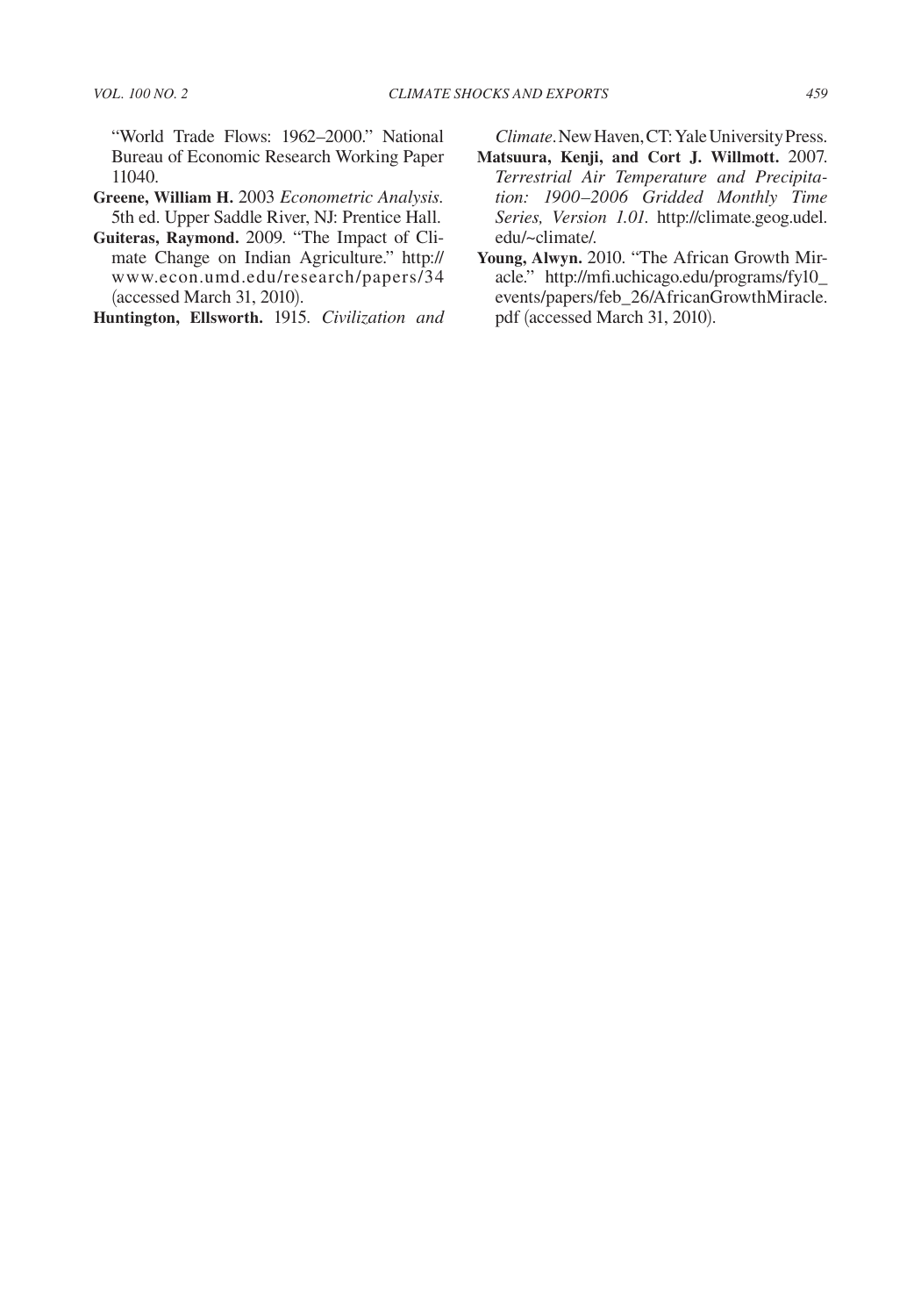"World Trade Flows: 1962–2000." National Bureau of Economic Research Working Paper 11040.

**Greene, William H.** 2003 *Econometric Analysis.* 5th ed. Upper Saddle River, NJ: Prentice Hall.

**Guiteras, Raymond.** 2009. "The Impact of Climate Change on Indian Agriculture." http://www.econ.umd.edu/research/papers/34 (accessed March 31, 2010).

**Huntington, Ellsworth.** 1915. *Civilization and Climate*. New Haven, CT: Yale University Press.

**Matsuura, Kenji, and Cort J. Willmott.** 2007. *Terrestrial Air Temperature and Precipitation: 1900–2006 Gridded Monthly Time Series, Version 1.01.* http://climate.geog.udel.edu/~climate/.

**Young, Alwyn.** 2010. "The African Growth Miracle." http://mfi.uchicago.edu/programs/fy10_events/papers/feb_26/AfricanGrowthMiracle.pdf (accessed March 31, 2010).